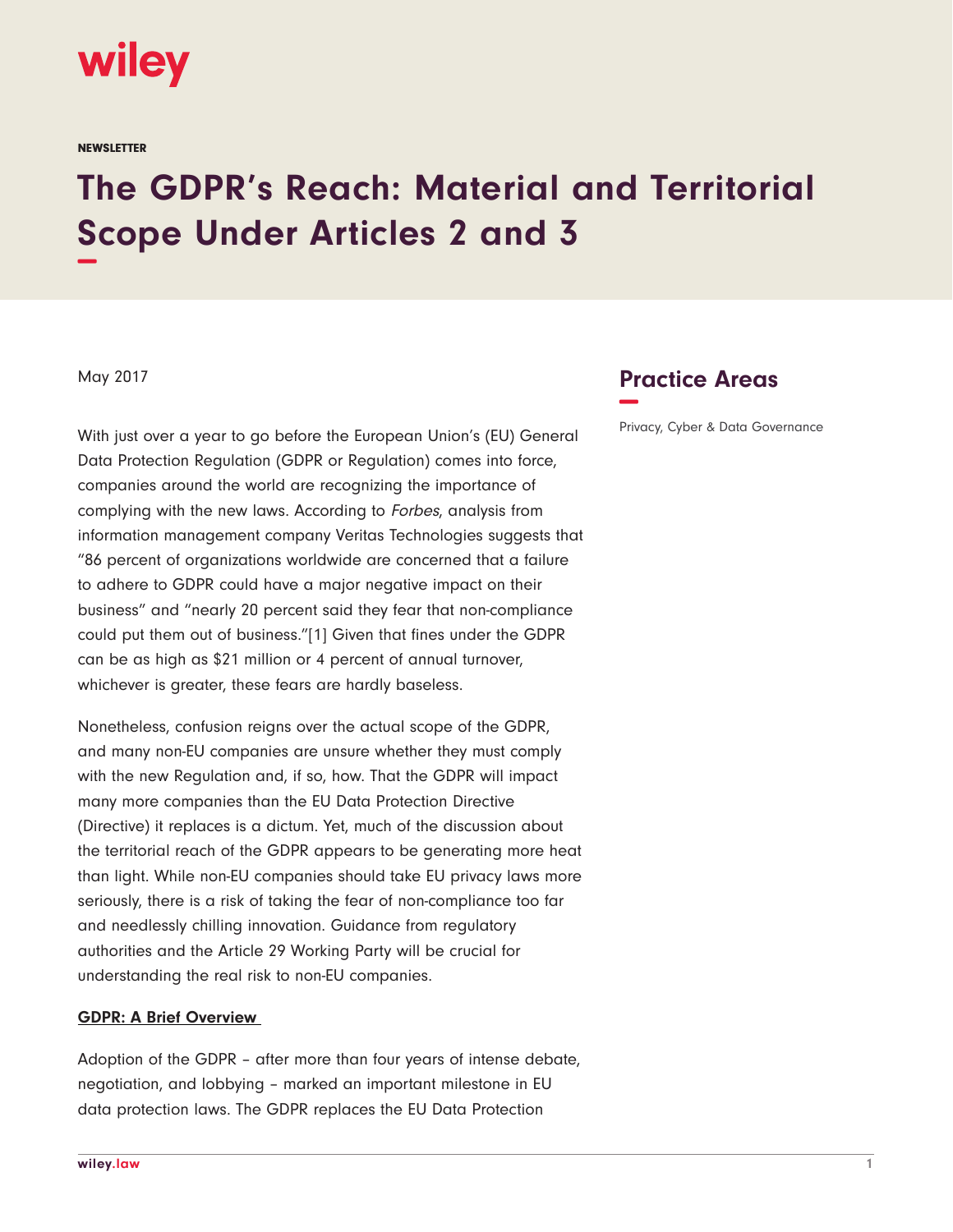NEWSLETTER

# The GDPR's Reach: Material and Territorial Scope Under Articles 2 and 3

May 2017

## Practice Areas

Privacy, Cyber & Data Governance

With just over a year to go before the European Union's (EU) General Data Protection Regulation (GDPR or Regulation) comes into force, companies around the world are recognizing the importance of complying with the new laws. According to *Forbes*, analysis from information management company Veritas Technologies suggests that "86 percent of organizations worldwide are concerned that a failure to adhere to GDPR could have a major negative impact on their business" and "nearly 20 percent said they fear that non-compliance could put them out of business."[1] Given that fines under the GDPR can be as high as $21 million or 4 percent of annual turnover, whichever is greater, these fears are hardly baseless.

Nonetheless, confusion reigns over the actual scope of the GDPR, and many non-EU companies are unsure whether they must comply with the new Regulation and, if so, how. That the GDPR will impact many more companies than the EU Data Protection Directive (Directive) it replaces is a dictum. Yet, much of the discussion about the territorial reach of the GDPR appears to be generating more heat than light. While non-EU companies should take EU privacy laws more seriously, there is a risk of taking the fear of non-compliance too far and needlessly chilling innovation. Guidance from regulatory authorities and the Article 29 Working Party will be crucial for understanding the real risk to non-EU companies.

**GDPR: A Brief Overview**

Adoption of the GDPR – after more than four years of intense debate, negotiation, and lobbying – marked an important milestone in EU data protection laws. The GDPR replaces the EU Data Protection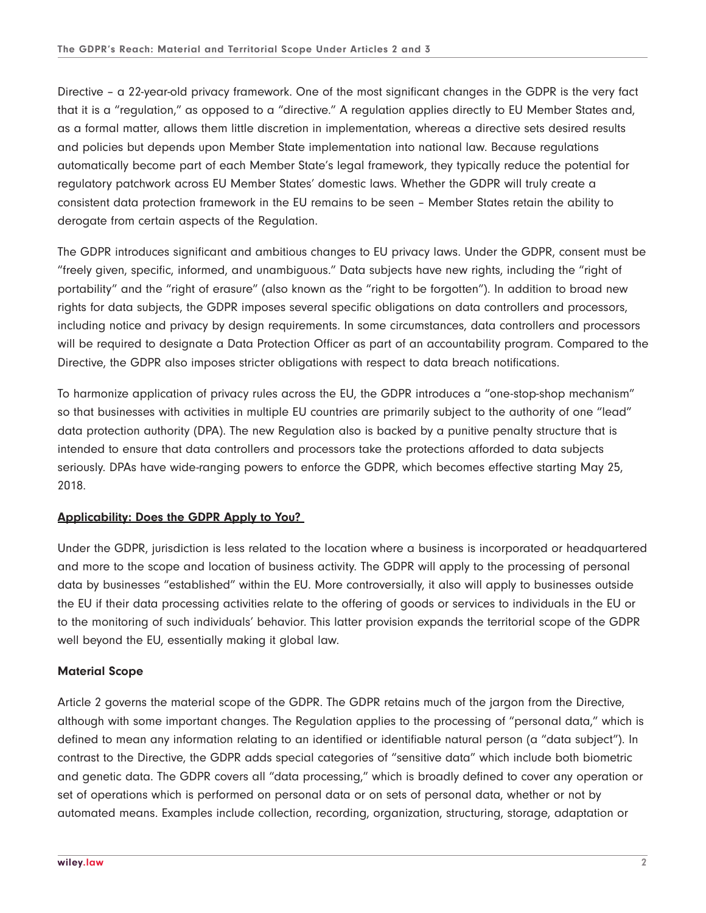Directive – a 22-year-old privacy framework. One of the most significant changes in the GDPR is the very fact that it is a "regulation," as opposed to a "directive." A regulation applies directly to EU Member States and, as a formal matter, allows them little discretion in implementation, whereas a directive sets desired results and policies but depends upon Member State implementation into national law. Because regulations automatically become part of each Member State's legal framework, they typically reduce the potential for regulatory patchwork across EU Member States' domestic laws. Whether the GDPR will truly create a consistent data protection framework in the EU remains to be seen – Member States retain the ability to derogate from certain aspects of the Regulation.

The GDPR introduces significant and ambitious changes to EU privacy laws. Under the GDPR, consent must be "freely given, specific, informed, and unambiguous." Data subjects have new rights, including the "right of portability" and the "right of erasure" (also known as the "right to be forgotten"). In addition to broad new rights for data subjects, the GDPR imposes several specific obligations on data controllers and processors, including notice and privacy by design requirements. In some circumstances, data controllers and processors will be required to designate a Data Protection Officer as part of an accountability program. Compared to the Directive, the GDPR also imposes stricter obligations with respect to data breach notifications.

To harmonize application of privacy rules across the EU, the GDPR introduces a "one-stop-shop mechanism" so that businesses with activities in multiple EU countries are primarily subject to the authority of one "lead" data protection authority (DPA). The new Regulation also is backed by a punitive penalty structure that is intended to ensure that data controllers and processors take the protections afforded to data subjects seriously. DPAs have wide-ranging powers to enforce the GDPR, which becomes effective starting May 25, 2018.

## Applicability: Does the GDPR Apply to You?

Under the GDPR, jurisdiction is less related to the location where a business is incorporated or headquartered and more to the scope and location of business activity. The GDPR will apply to the processing of personal data by businesses "established" within the EU. More controversially, it also will apply to businesses outside the EU if their data processing activities relate to the offering of goods or services to individuals in the EU or to the monitoring of such individuals' behavior. This latter provision expands the territorial scope of the GDPR well beyond the EU, essentially making it global law.

### Material Scope

Article 2 governs the material scope of the GDPR. The GDPR retains much of the jargon from the Directive, although with some important changes. The Regulation applies to the processing of "personal data," which is defined to mean any information relating to an identified or identifiable natural person (a "data subject"). In contrast to the Directive, the GDPR adds special categories of "sensitive data" which include both biometric and genetic data. The GDPR covers all "data processing," which is broadly defined to cover any operation or set of operations which is performed on personal data or on sets of personal data, whether or not by automated means. Examples include collection, recording, organization, structuring, storage, adaptation or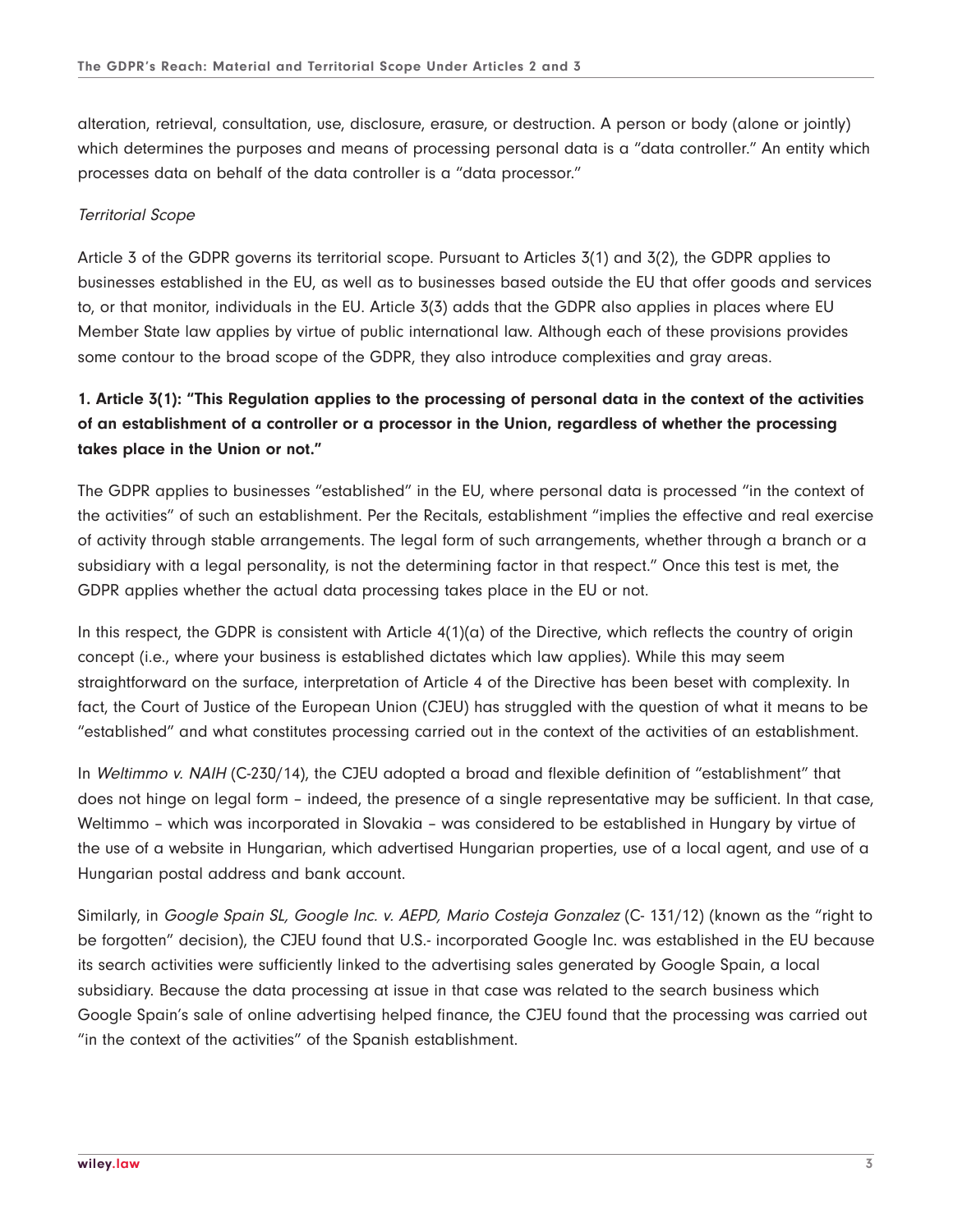alteration, retrieval, consultation, use, disclosure, erasure, or destruction. A person or body (alone or jointly) which determines the purposes and means of processing personal data is a "data controller." An entity which processes data on behalf of the data controller is a "data processor."

*Territorial Scope*

Article 3 of the GDPR governs its territorial scope. Pursuant to Articles 3(1) and 3(2), the GDPR applies to businesses established in the EU, as well as to businesses based outside the EU that offer goods and services to, or that monitor, individuals in the EU. Article 3(3) adds that the GDPR also applies in places where EU Member State law applies by virtue of public international law. Although each of these provisions provides some contour to the broad scope of the GDPR, they also introduce complexities and gray areas.

### 1. Article 3(1): "This Regulation applies to the processing of personal data in the context of the activities of an establishment of a controller or a processor in the Union, regardless of whether the processing takes place in the Union or not."

The GDPR applies to businesses "established" in the EU, where personal data is processed "in the context of the activities" of such an establishment. Per the Recitals, establishment "implies the effective and real exercise of activity through stable arrangements. The legal form of such arrangements, whether through a branch or a subsidiary with a legal personality, is not the determining factor in that respect." Once this test is met, the GDPR applies whether the actual data processing takes place in the EU or not.

In this respect, the GDPR is consistent with Article 4(1)(a) of the Directive, which reflects the country of origin concept (i.e., where your business is established dictates which law applies). While this may seem straightforward on the surface, interpretation of Article 4 of the Directive has been beset with complexity. In fact, the Court of Justice of the European Union (CJEU) has struggled with the question of what it means to be "established" and what constitutes processing carried out in the context of the activities of an establishment.

In *Weltimmo v. NAIH* (C-230/14), the CJEU adopted a broad and flexible definition of "establishment" that does not hinge on legal form – indeed, the presence of a single representative may be sufficient. In that case, Weltimmo – which was incorporated in Slovakia – was considered to be established in Hungary by virtue of the use of a website in Hungarian, which advertised Hungarian properties, use of a local agent, and use of a Hungarian postal address and bank account.

Similarly, in *Google Spain SL, Google Inc. v. AEPD, Mario Costeja Gonzalez* (C- 131/12) (known as the "right to be forgotten" decision), the CJEU found that U.S.- incorporated Google Inc. was established in the EU because its search activities were sufficiently linked to the advertising sales generated by Google Spain, a local subsidiary. Because the data processing at issue in that case was related to the search business which Google Spain's sale of online advertising helped finance, the CJEU found that the processing was carried out "in the context of the activities" of the Spanish establishment.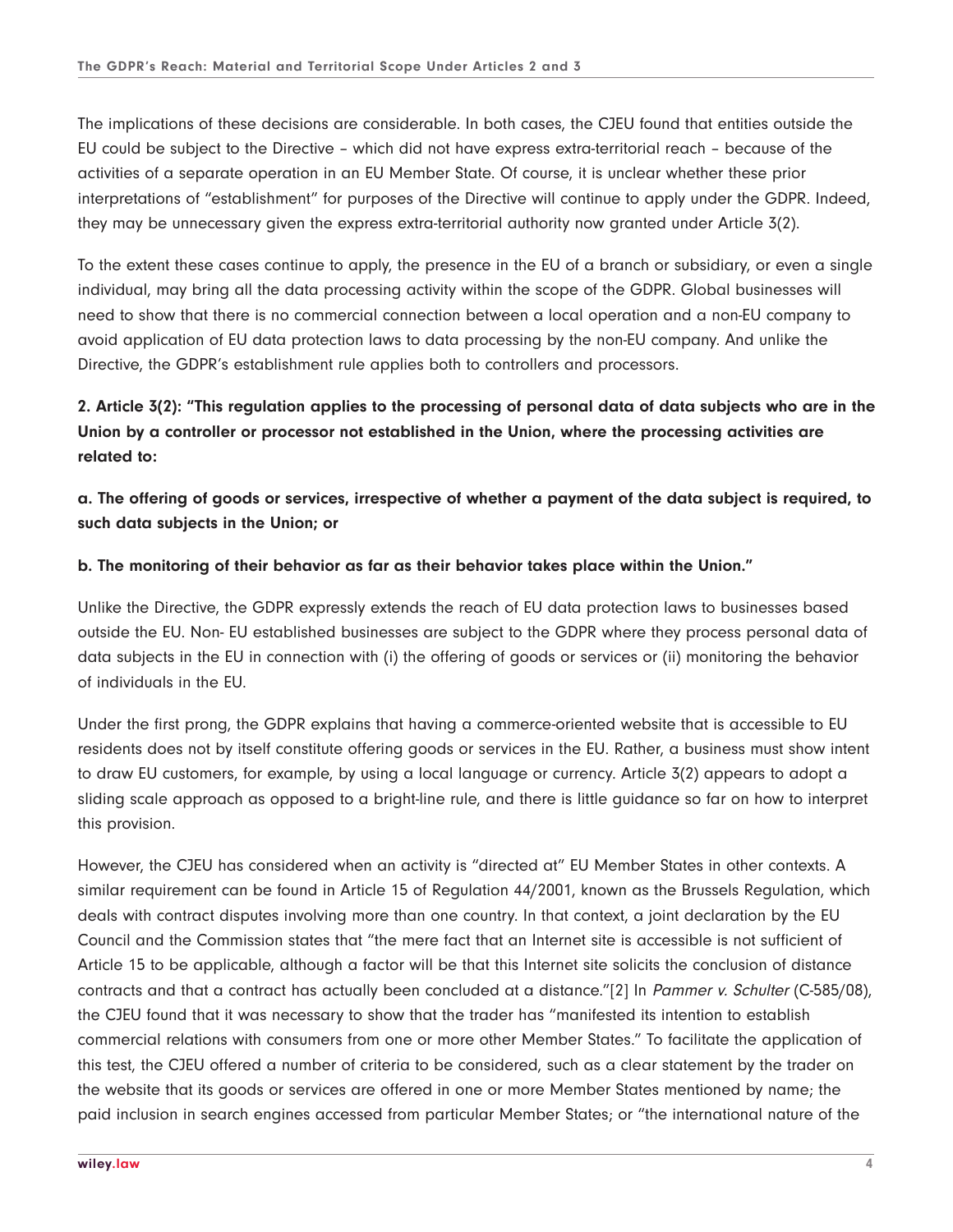The implications of these decisions are considerable. In both cases, the CJEU found that entities outside the EU could be subject to the Directive – which did not have express extra-territorial reach – because of the activities of a separate operation in an EU Member State. Of course, it is unclear whether these prior interpretations of "establishment" for purposes of the Directive will continue to apply under the GDPR. Indeed, they may be unnecessary given the express extra-territorial authority now granted under Article 3(2).

To the extent these cases continue to apply, the presence in the EU of a branch or subsidiary, or even a single individual, may bring all the data processing activity within the scope of the GDPR. Global businesses will need to show that there is no commercial connection between a local operation and a non-EU company to avoid application of EU data protection laws to data processing by the non-EU company. And unlike the Directive, the GDPR's establishment rule applies both to controllers and processors.

**2. Article 3(2): "This regulation applies to the processing of personal data of data subjects who are in the Union by a controller or processor not established in the Union, where the processing activities are related to:**

**a. The offering of goods or services, irrespective of whether a payment of the data subject is required, to such data subjects in the Union; or**

**b. The monitoring of their behavior as far as their behavior takes place within the Union."**

Unlike the Directive, the GDPR expressly extends the reach of EU data protection laws to businesses based outside the EU. Non- EU established businesses are subject to the GDPR where they process personal data of data subjects in the EU in connection with (i) the offering of goods or services or (ii) monitoring the behavior of individuals in the EU.

Under the first prong, the GDPR explains that having a commerce-oriented website that is accessible to EU residents does not by itself constitute offering goods or services in the EU. Rather, a business must show intent to draw EU customers, for example, by using a local language or currency. Article 3(2) appears to adopt a sliding scale approach as opposed to a bright-line rule, and there is little guidance so far on how to interpret this provision.

However, the CJEU has considered when an activity is "directed at" EU Member States in other contexts. A similar requirement can be found in Article 15 of Regulation 44/2001, known as the Brussels Regulation, which deals with contract disputes involving more than one country. In that context, a joint declaration by the EU Council and the Commission states that "the mere fact that an Internet site is accessible is not sufficient of Article 15 to be applicable, although a factor will be that this Internet site solicits the conclusion of distance contracts and that a contract has actually been concluded at a distance."[2] In *Pammer v. Schulter* (C-585/08), the CJEU found that it was necessary to show that the trader has "manifested its intention to establish commercial relations with consumers from one or more other Member States." To facilitate the application of this test, the CJEU offered a number of criteria to be considered, such as a clear statement by the trader on the website that its goods or services are offered in one or more Member States mentioned by name; the paid inclusion in search engines accessed from particular Member States; or "the international nature of the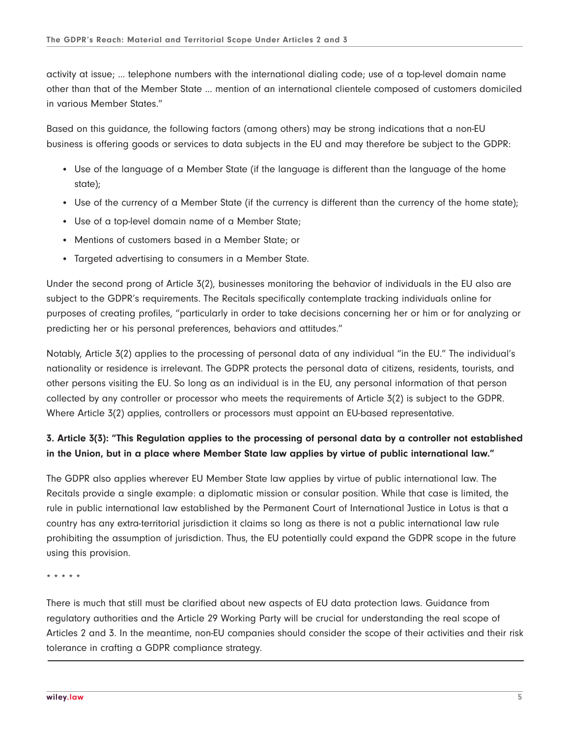activity at issue; ... telephone numbers with the international dialing code; use of a top-level domain name other than that of the Member State ... mention of an international clientele composed of customers domiciled in various Member States."

Based on this guidance, the following factors (among others) may be strong indications that a non-EU business is offering goods or services to data subjects in the EU and may therefore be subject to the GDPR:

- Use of the language of a Member State (if the language is different than the language of the home state);
- Use of the currency of a Member State (if the currency is different than the currency of the home state);
- Use of a top-level domain name of a Member State;
- Mentions of customers based in a Member State; or
- Targeted advertising to consumers in a Member State.

Under the second prong of Article 3(2), businesses monitoring the behavior of individuals in the EU also are subject to the GDPR's requirements. The Recitals specifically contemplate tracking individuals online for purposes of creating profiles, "particularly in order to take decisions concerning her or him or for analyzing or predicting her or his personal preferences, behaviors and attitudes."

Notably, Article 3(2) applies to the processing of personal data of any individual "in the EU." The individual's nationality or residence is irrelevant. The GDPR protects the personal data of citizens, residents, tourists, and other persons visiting the EU. So long as an individual is in the EU, any personal information of that person collected by any controller or processor who meets the requirements of Article 3(2) is subject to the GDPR. Where Article 3(2) applies, controllers or processors must appoint an EU-based representative.

**3. Article 3(3): "This Regulation applies to the processing of personal data by a controller not established in the Union, but in a place where Member State law applies by virtue of public international law."**

The GDPR also applies wherever EU Member State law applies by virtue of public international law. The Recitals provide a single example: a diplomatic mission or consular position. While that case is limited, the rule in public international law established by the Permanent Court of International Justice in Lotus is that a country has any extra-territorial jurisdiction it claims so long as there is not a public international law rule prohibiting the assumption of jurisdiction. Thus, the EU potentially could expand the GDPR scope in the future using this provision.

\* \* \* \* \*

There is much that still must be clarified about new aspects of EU data protection laws. Guidance from regulatory authorities and the Article 29 Working Party will be crucial for understanding the real scope of Articles 2 and 3. In the meantime, non-EU companies should consider the scope of their activities and their risk tolerance in crafting a GDPR compliance strategy.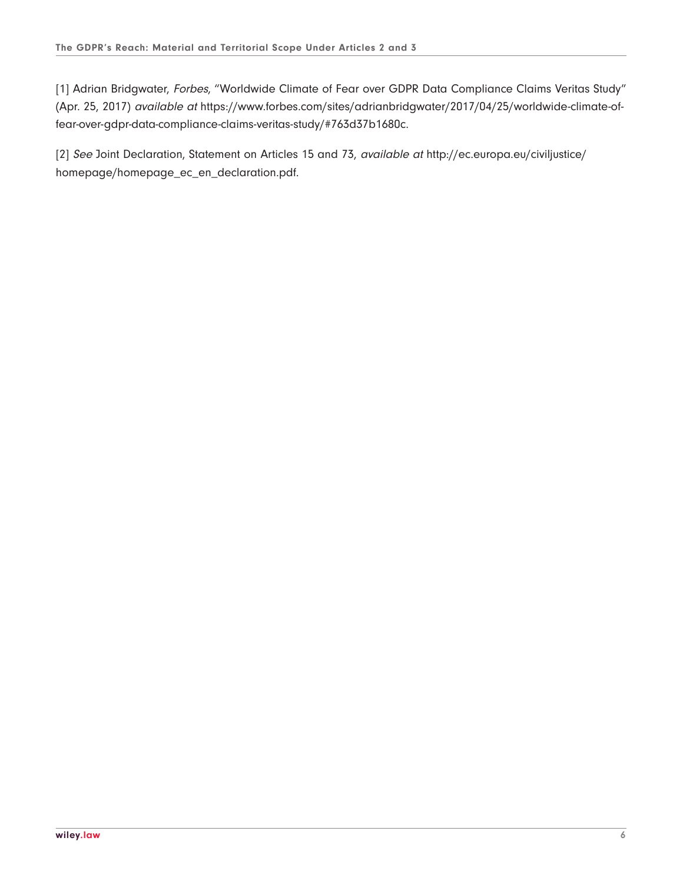[1] Adrian Bridgwater, *Forbes*, "Worldwide Climate of Fear over GDPR Data Compliance Claims Veritas Study" (Apr. 25, 2017) *available at* https://www.forbes.com/sites/adrianbridgwater/2017/04/25/worldwide-climate-of-fear-over-gdpr-data-compliance-claims-veritas-study/#763d37b1680c.

[2] *See* Joint Declaration, Statement on Articles 15 and 73, *available at* http://ec.europa.eu/civiljustice/homepage/homepage_ec_en_declaration.pdf.